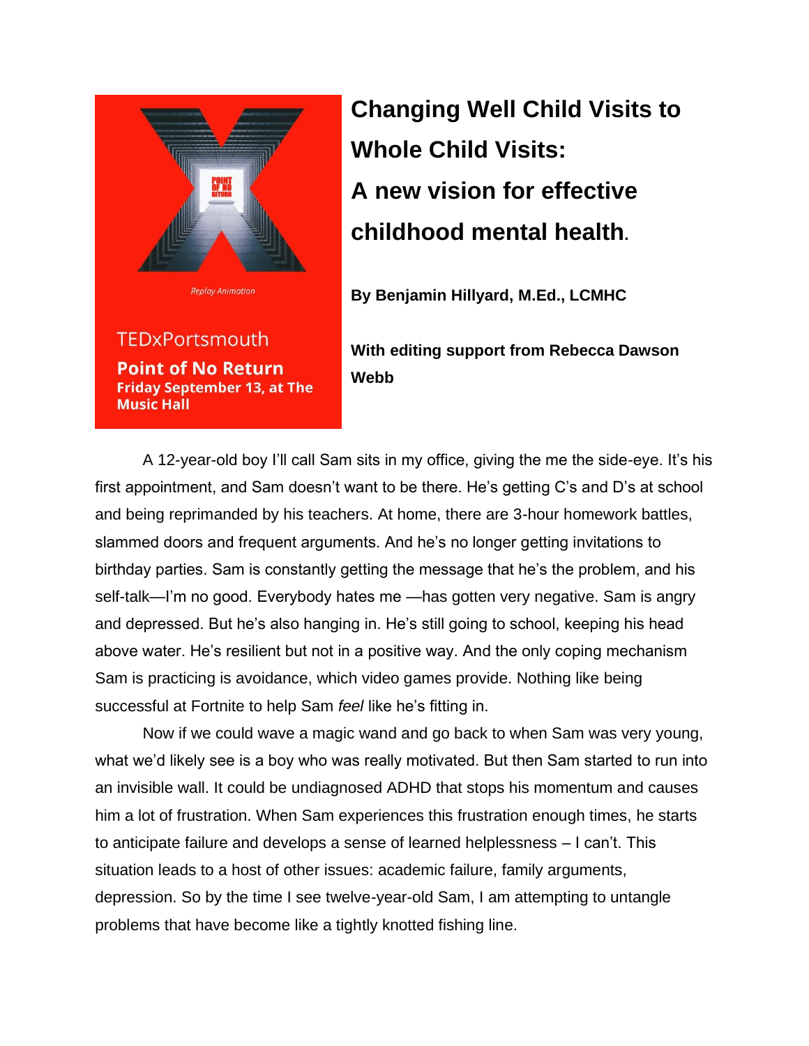TEDxPortsmouth

**Point of No Return**

**Friday September 13, at The Music Hall**

# Changing Well Child Visits to Whole Child Visits: A new vision for effective childhood mental health.

**By Benjamin Hillyard, M.Ed., LCMHC**

**With editing support from Rebecca Dawson Webb**

A 12-year-old boy I'll call Sam sits in my office, giving the me the side-eye. It's his first appointment, and Sam doesn't want to be there. He's getting C's and D's at school and being reprimanded by his teachers. At home, there are 3-hour homework battles, slammed doors and frequent arguments. And he's no longer getting invitations to birthday parties. Sam is constantly getting the message that he's the problem, and his self-talk—I'm no good. Everybody hates me —has gotten very negative. Sam is angry and depressed. But he's also hanging in. He's still going to school, keeping his head above water. He's resilient but not in a positive way. And the only coping mechanism Sam is practicing is avoidance, which video games provide. Nothing like being successful at Fortnite to help Sam *feel* like he's fitting in.

Now if we could wave a magic wand and go back to when Sam was very young, what we'd likely see is a boy who was really motivated. But then Sam started to run into an invisible wall. It could be undiagnosed ADHD that stops his momentum and causes him a lot of frustration. When Sam experiences this frustration enough times, he starts to anticipate failure and develops a sense of learned helplessness – I can't. This situation leads to a host of other issues: academic failure, family arguments, depression. So by the time I see twelve-year-old Sam, I am attempting to untangle problems that have become like a tightly knotted fishing line.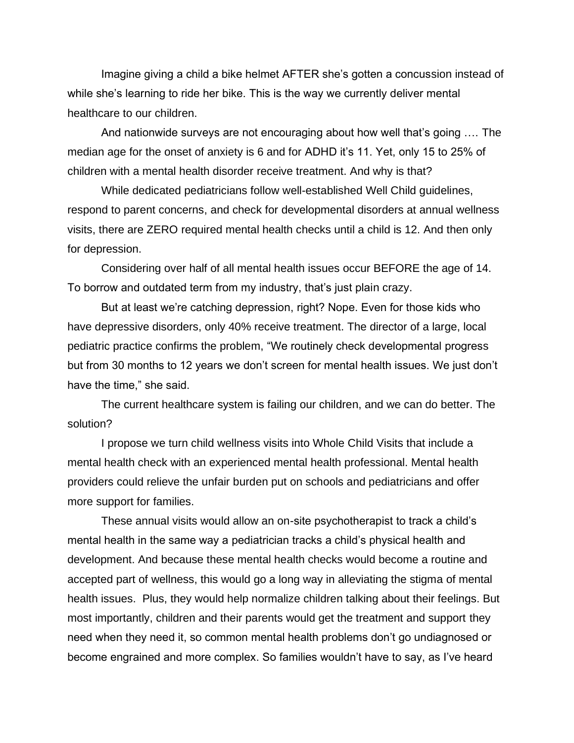Imagine giving a child a bike helmet AFTER she's gotten a concussion instead of while she's learning to ride her bike. This is the way we currently deliver mental healthcare to our children.

And nationwide surveys are not encouraging about how well that's going …. The median age for the onset of anxiety is 6 and for ADHD it's 11. Yet, only 15 to 25% of children with a mental health disorder receive treatment. And why is that?

While dedicated pediatricians follow well-established Well Child guidelines, respond to parent concerns, and check for developmental disorders at annual wellness visits, there are ZERO required mental health checks until a child is 12. And then only for depression.

Considering over half of all mental health issues occur BEFORE the age of 14. To borrow and outdated term from my industry, that's just plain crazy.

But at least we're catching depression, right? Nope. Even for those kids who have depressive disorders, only 40% receive treatment. The director of a large, local pediatric practice confirms the problem, "We routinely check developmental progress but from 30 months to 12 years we don't screen for mental health issues. We just don't have the time," she said.

The current healthcare system is failing our children, and we can do better. The solution?

I propose we turn child wellness visits into Whole Child Visits that include a mental health check with an experienced mental health professional. Mental health providers could relieve the unfair burden put on schools and pediatricians and offer more support for families.

These annual visits would allow an on-site psychotherapist to track a child's mental health in the same way a pediatrician tracks a child's physical health and development. And because these mental health checks would become a routine and accepted part of wellness, this would go a long way in alleviating the stigma of mental health issues. Plus, they would help normalize children talking about their feelings. But most importantly, children and their parents would get the treatment and support they need when they need it, so common mental health problems don't go undiagnosed or become engrained and more complex. So families wouldn't have to say, as I've heard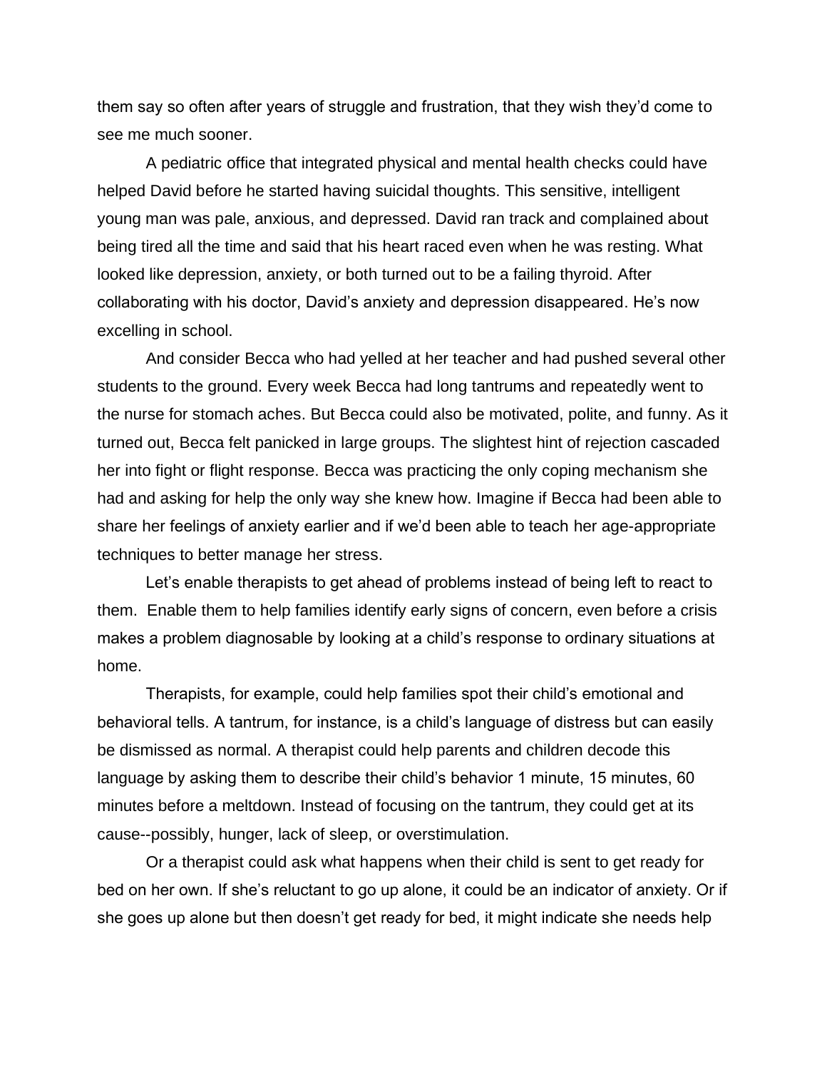them say so often after years of struggle and frustration, that they wish they'd come to see me much sooner.

A pediatric office that integrated physical and mental health checks could have helped David before he started having suicidal thoughts. This sensitive, intelligent young man was pale, anxious, and depressed. David ran track and complained about being tired all the time and said that his heart raced even when he was resting. What looked like depression, anxiety, or both turned out to be a failing thyroid. After collaborating with his doctor, David's anxiety and depression disappeared. He's now excelling in school.

And consider Becca who had yelled at her teacher and had pushed several other students to the ground. Every week Becca had long tantrums and repeatedly went to the nurse for stomach aches. But Becca could also be motivated, polite, and funny. As it turned out, Becca felt panicked in large groups. The slightest hint of rejection cascaded her into fight or flight response. Becca was practicing the only coping mechanism she had and asking for help the only way she knew how. Imagine if Becca had been able to share her feelings of anxiety earlier and if we'd been able to teach her age-appropriate techniques to better manage her stress.

Let's enable therapists to get ahead of problems instead of being left to react to them. Enable them to help families identify early signs of concern, even before a crisis makes a problem diagnosable by looking at a child's response to ordinary situations at home.

Therapists, for example, could help families spot their child's emotional and behavioral tells. A tantrum, for instance, is a child's language of distress but can easily be dismissed as normal. A therapist could help parents and children decode this language by asking them to describe their child's behavior 1 minute, 15 minutes, 60 minutes before a meltdown. Instead of focusing on the tantrum, they could get at its cause--possibly, hunger, lack of sleep, or overstimulation.

Or a therapist could ask what happens when their child is sent to get ready for bed on her own. If she's reluctant to go up alone, it could be an indicator of anxiety. Or if she goes up alone but then doesn't get ready for bed, it might indicate she needs help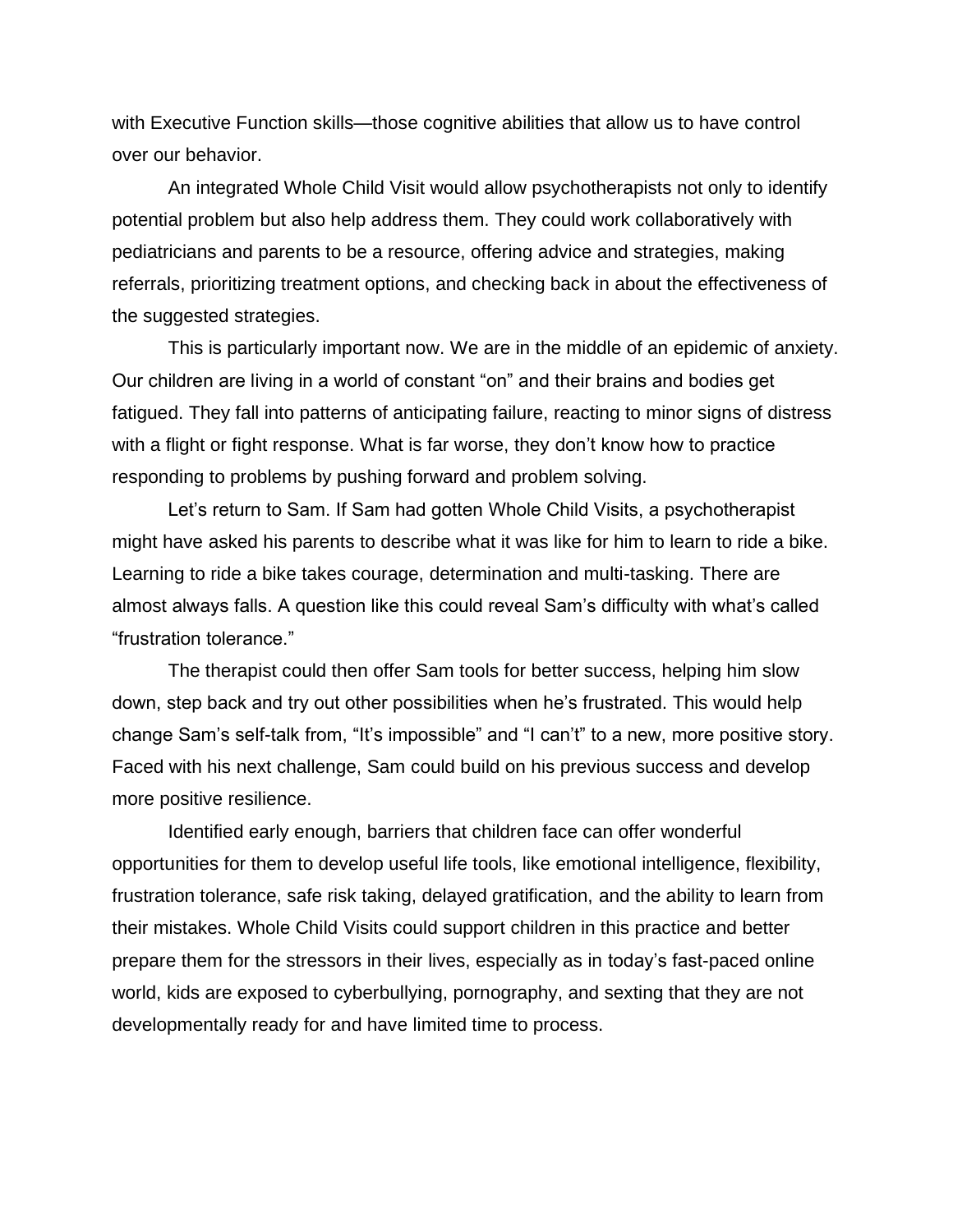with Executive Function skills—those cognitive abilities that allow us to have control over our behavior.

An integrated Whole Child Visit would allow psychotherapists not only to identify potential problem but also help address them. They could work collaboratively with pediatricians and parents to be a resource, offering advice and strategies, making referrals, prioritizing treatment options, and checking back in about the effectiveness of the suggested strategies.

This is particularly important now. We are in the middle of an epidemic of anxiety. Our children are living in a world of constant "on" and their brains and bodies get fatigued. They fall into patterns of anticipating failure, reacting to minor signs of distress with a flight or fight response. What is far worse, they don't know how to practice responding to problems by pushing forward and problem solving.

Let's return to Sam. If Sam had gotten Whole Child Visits, a psychotherapist might have asked his parents to describe what it was like for him to learn to ride a bike. Learning to ride a bike takes courage, determination and multi-tasking. There are almost always falls. A question like this could reveal Sam's difficulty with what's called "frustration tolerance."

The therapist could then offer Sam tools for better success, helping him slow down, step back and try out other possibilities when he's frustrated. This would help change Sam's self-talk from, "It's impossible" and "I can't" to a new, more positive story. Faced with his next challenge, Sam could build on his previous success and develop more positive resilience.

Identified early enough, barriers that children face can offer wonderful opportunities for them to develop useful life tools, like emotional intelligence, flexibility, frustration tolerance, safe risk taking, delayed gratification, and the ability to learn from their mistakes. Whole Child Visits could support children in this practice and better prepare them for the stressors in their lives, especially as in today's fast-paced online world, kids are exposed to cyberbullying, pornography, and sexting that they are not developmentally ready for and have limited time to process.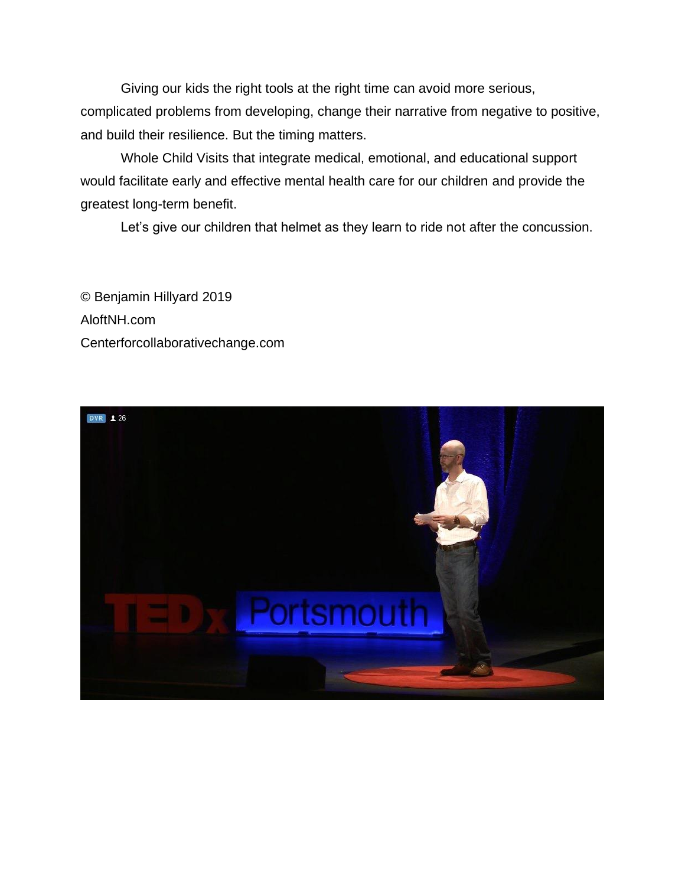Giving our kids the right tools at the right time can avoid more serious, complicated problems from developing, change their narrative from negative to positive, and build their resilience. But the timing matters.

Whole Child Visits that integrate medical, emotional, and educational support would facilitate early and effective mental health care for our children and provide the greatest long-term benefit.

Let's give our children that helmet as they learn to ride not after the concussion.

© Benjamin Hillyard 2019  
AloftNH.com  
Centerforcollaborativechange.com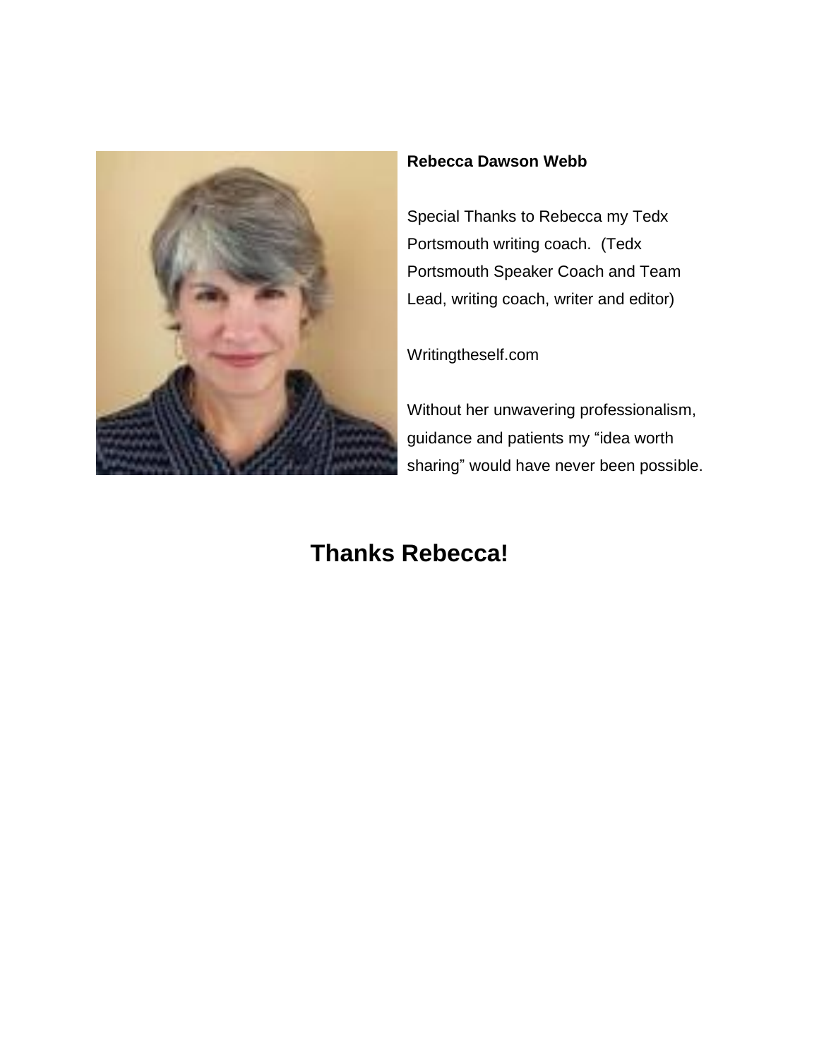**Rebecca Dawson Webb**

Special Thanks to Rebecca my Tedx Portsmouth writing coach. (Tedx Portsmouth Speaker Coach and Team Lead, writing coach, writer and editor)

Writingtheself.com

Without her unwavering professionalism, guidance and patients my "idea worth sharing" would have never been possible.

## Thanks Rebecca!